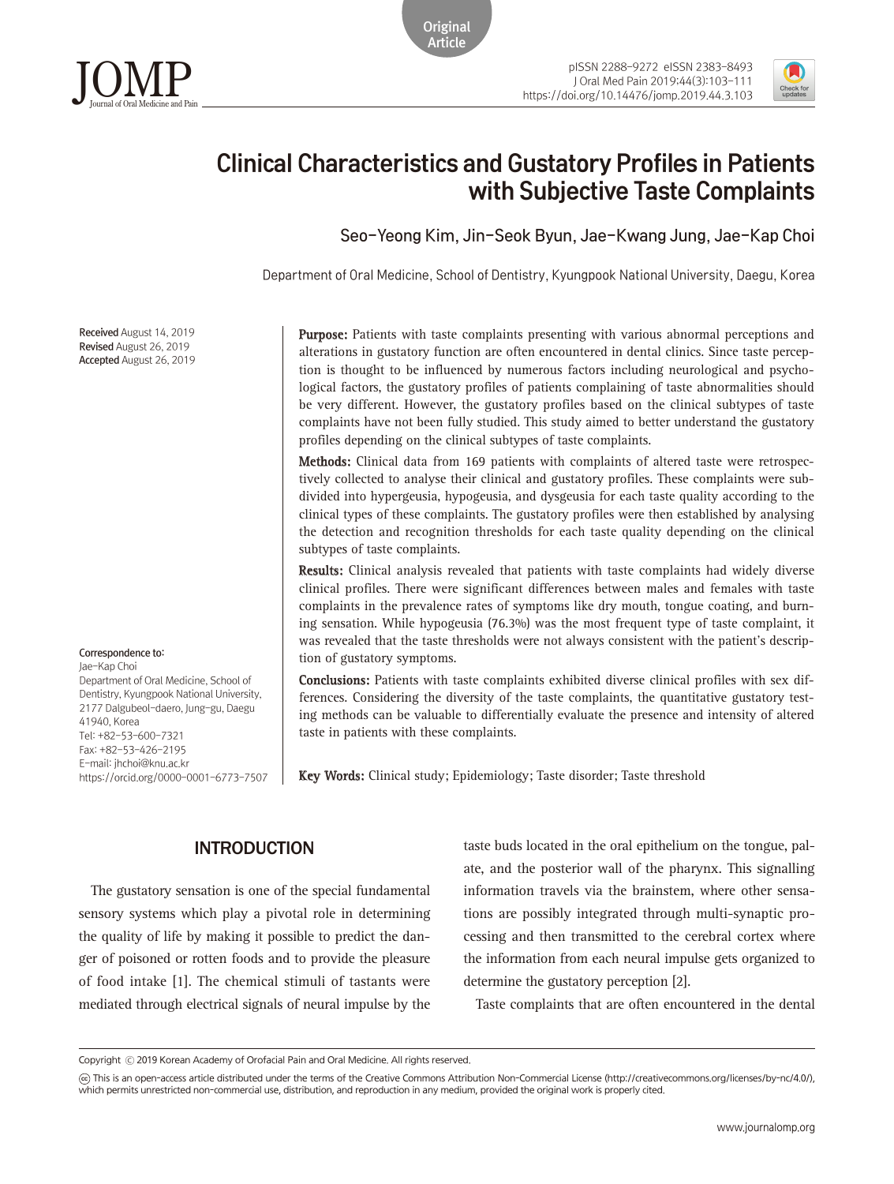Original Article

# Clinical Characteristics and Gustatory Profiles in Patients with Subjective Taste Complaints

Seo-Yeong Kim, Jin-Seok Byun, Jae-Kwang Jung, Jae-Kap Choi

Department of Oral Medicine, School of Dentistry, Kyungpook National University, Daegu, Korea

**Received** August 14, 2019
**Revised** August 26, 2019
**Accepted** August 26, 2019

**Purpose:** Patients with taste complaints presenting with various abnormal perceptions and alterations in gustatory function are often encountered in dental clinics. Since taste perception is thought to be influenced by numerous factors including neurological and psychological factors, the gustatory profiles of patients complaining of taste abnormalities should be very different. However, the gustatory profiles based on the clinical subtypes of taste complaints have not been fully studied. This study aimed to better understand the gustatory profiles depending on the clinical subtypes of taste complaints.

**Methods:** Clinical data from 169 patients with complaints of altered taste were retrospectively collected to analyse their clinical and gustatory profiles. These complaints were subdivided into hypergeusia, hypogeusia, and dysgeusia for each taste quality according to the clinical types of these complaints. The gustatory profiles were then established by analysing the detection and recognition thresholds for each taste quality depending on the clinical subtypes of taste complaints.

**Results:** Clinical analysis revealed that patients with taste complaints had widely diverse clinical profiles. There were significant differences between males and females with taste complaints in the prevalence rates of symptoms like dry mouth, tongue coating, and burning sensation. While hypogeusia (76.3%) was the most frequent type of taste complaint, it was revealed that the taste thresholds were not always consistent with the patient's description of gustatory symptoms.

**Conclusions:** Patients with taste complaints exhibited diverse clinical profiles with sex differences. Considering the diversity of the taste complaints, the quantitative gustatory testing methods can be valuable to differentially evaluate the presence and intensity of altered taste in patients with these complaints.

**Key Words:** Clinical study; Epidemiology; Taste disorder; Taste threshold

**Correspondence to:**
Jae-Kap Choi
Department of Oral Medicine, School of Dentistry, Kyungpook National University, 2177 Dalgubeol-daero, Jung-gu, Daegu 41940, Korea
Tel: +82-53-600-7321
Fax: +82-53-426-2195
E-mail: jhchoi@knu.ac.kr
https://orcid.org/0000-0001-6773-7507

## INTRODUCTION

The gustatory sensation is one of the special fundamental sensory systems which play a pivotal role in determining the quality of life by making it possible to predict the danger of poisoned or rotten foods and to provide the pleasure of food intake [1]. The chemical stimuli of tastants were mediated through electrical signals of neural impulse by the taste buds located in the oral epithelium on the tongue, palate, and the posterior wall of the pharynx. This signalling information travels via the brainstem, where other sensations are possibly integrated through multi-synaptic processing and then transmitted to the cerebral cortex where the information from each neural impulse gets organized to determine the gustatory perception [2].

Taste complaints that are often encountered in the dental

Copyright © 2019 Korean Academy of Orofacial Pain and Oral Medicine. All rights reserved.

This is an open-access article distributed under the terms of the Creative Commons Attribution Non-Commercial License (http://creativecommons.org/licenses/by-nc/4.0/), which permits unrestricted non-commercial use, distribution, and reproduction in any medium, provided the original work is properly cited.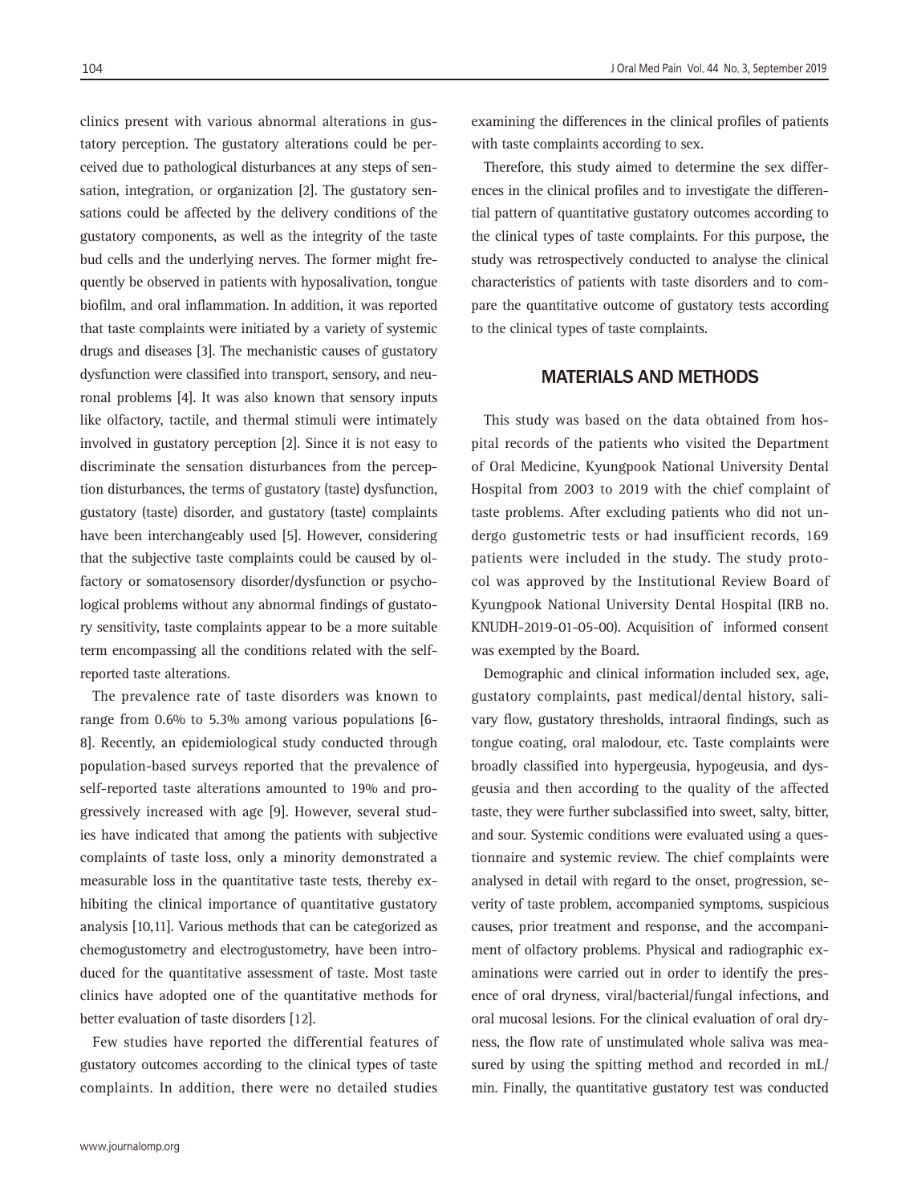clinics present with various abnormal alterations in gustatory perception. The gustatory alterations could be perceived due to pathological disturbances at any steps of sensation, integration, or organization [2]. The gustatory sensations could be affected by the delivery conditions of the gustatory components, as well as the integrity of the taste bud cells and the underlying nerves. The former might frequently be observed in patients with hyposalivation, tongue biofilm, and oral inflammation. In addition, it was reported that taste complaints were initiated by a variety of systemic drugs and diseases [3]. The mechanistic causes of gustatory dysfunction were classified into transport, sensory, and neuronal problems [4]. It was also known that sensory inputs like olfactory, tactile, and thermal stimuli were intimately involved in gustatory perception [2]. Since it is not easy to discriminate the sensation disturbances from the perception disturbances, the terms of gustatory (taste) dysfunction, gustatory (taste) disorder, and gustatory (taste) complaints have been interchangeably used [5]. However, considering that the subjective taste complaints could be caused by olfactory or somatosensory disorder/dysfunction or psychological problems without any abnormal findings of gustatory sensitivity, taste complaints appear to be a more suitable term encompassing all the conditions related with the self-reported taste alterations.

The prevalence rate of taste disorders was known to range from 0.6% to 5.3% among various populations [6-8]. Recently, an epidemiological study conducted through population-based surveys reported that the prevalence of self-reported taste alterations amounted to 19% and progressively increased with age [9]. However, several studies have indicated that among the patients with subjective complaints of taste loss, only a minority demonstrated a measurable loss in the quantitative taste tests, thereby exhibiting the clinical importance of quantitative gustatory analysis [10,11]. Various methods that can be categorized as chemogustometry and electrogustometry, have been introduced for the quantitative assessment of taste. Most taste clinics have adopted one of the quantitative methods for better evaluation of taste disorders [12].

Few studies have reported the differential features of gustatory outcomes according to the clinical types of taste complaints. In addition, there were no detailed studies examining the differences in the clinical profiles of patients with taste complaints according to sex.

Therefore, this study aimed to determine the sex differences in the clinical profiles and to investigate the differential pattern of quantitative gustatory outcomes according to the clinical types of taste complaints. For this purpose, the study was retrospectively conducted to analyse the clinical characteristics of patients with taste disorders and to compare the quantitative outcome of gustatory tests according to the clinical types of taste complaints.

## MATERIALS AND METHODS

This study was based on the data obtained from hospital records of the patients who visited the Department of Oral Medicine, Kyungpook National University Dental Hospital from 2003 to 2019 with the chief complaint of taste problems. After excluding patients who did not undergo gustometric tests or had insufficient records, 169 patients were included in the study. The study protocol was approved by the Institutional Review Board of Kyungpook National University Dental Hospital (IRB no. KNUDH-2019-01-05-00). Acquisition of informed consent was exempted by the Board.

Demographic and clinical information included sex, age, gustatory complaints, past medical/dental history, salivary flow, gustatory thresholds, intraoral findings, such as tongue coating, oral malodour, etc. Taste complaints were broadly classified into hypergeusia, hypogeusia, and dysgeusia and then according to the quality of the affected taste, they were further subclassified into sweet, salty, bitter, and sour. Systemic conditions were evaluated using a questionnaire and systemic review. The chief complaints were analysed in detail with regard to the onset, progression, severity of taste problem, accompanied symptoms, suspicious causes, prior treatment and response, and the accompaniment of olfactory problems. Physical and radiographic examinations were carried out in order to identify the presence of oral dryness, viral/bacterial/fungal infections, and oral mucosal lesions. For the clinical evaluation of oral dryness, the flow rate of unstimulated whole saliva was measured by using the spitting method and recorded in mL/min. Finally, the quantitative gustatory test was conducted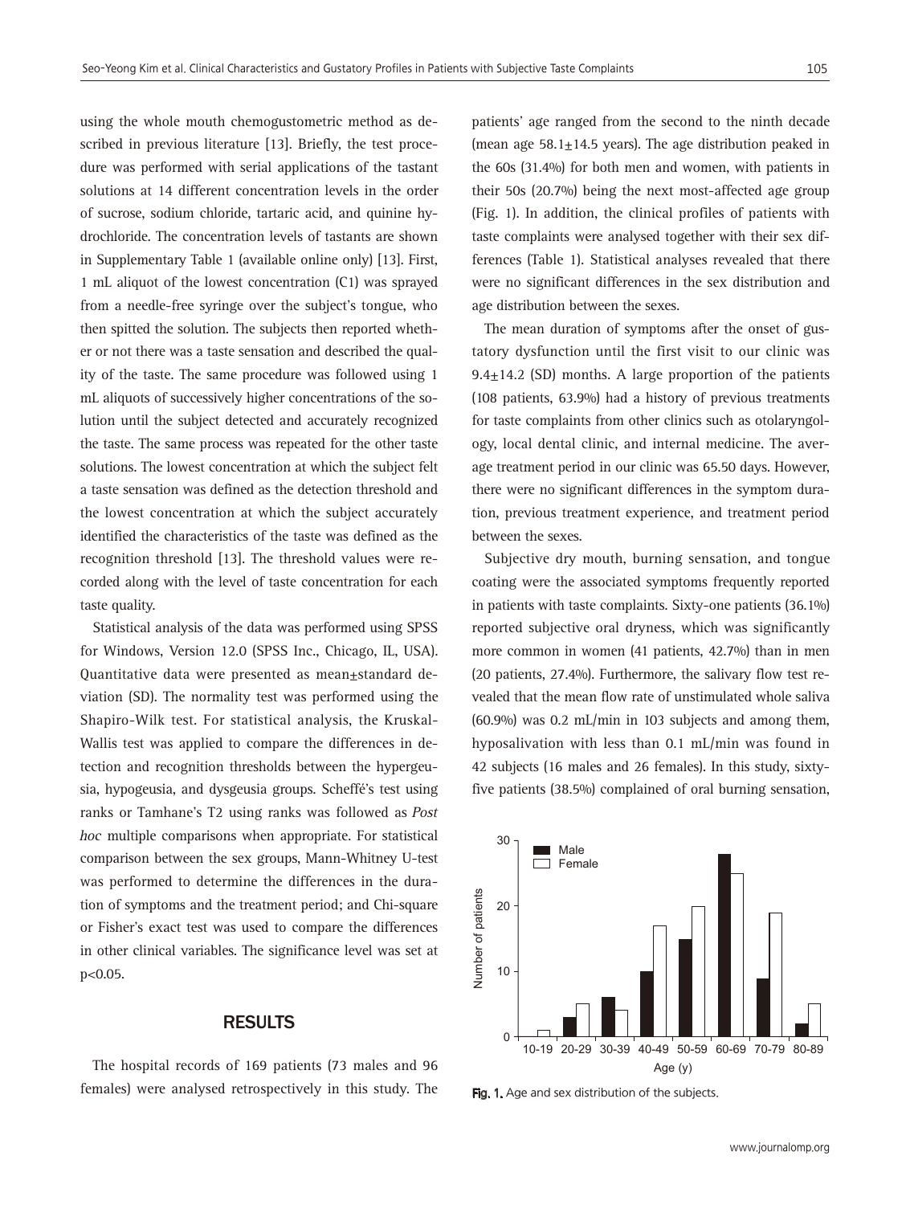using the whole mouth chemogustometric method as described in previous literature [13]. Briefly, the test procedure was performed with serial applications of the tastant solutions at 14 different concentration levels in the order of sucrose, sodium chloride, tartaric acid, and quinine hydrochloride. The concentration levels of tastants are shown in Supplementary Table 1 (available online only) [13]. First, 1 mL aliquot of the lowest concentration (C1) was sprayed from a needle-free syringe over the subject's tongue, who then spitted the solution. The subjects then reported whether or not there was a taste sensation and described the quality of the taste. The same procedure was followed using 1 mL aliquots of successively higher concentrations of the solution until the subject detected and accurately recognized the taste. The same process was repeated for the other taste solutions. The lowest concentration at which the subject felt a taste sensation was defined as the detection threshold and the lowest concentration at which the subject accurately identified the characteristics of the taste was defined as the recognition threshold [13]. The threshold values were recorded along with the level of taste concentration for each taste quality.

Statistical analysis of the data was performed using SPSS for Windows, Version 12.0 (SPSS Inc., Chicago, IL, USA). Quantitative data were presented as mean±standard deviation (SD). The normality test was performed using the Shapiro-Wilk test. For statistical analysis, the Kruskal-Wallis test was applied to compare the differences in detection and recognition thresholds between the hypergeusia, hypogeusia, and dysgeusia groups. Scheffé's test using ranks or Tamhane's T2 using ranks was followed as *Post hoc* multiple comparisons when appropriate. For statistical comparison between the sex groups, Mann-Whitney U-test was performed to determine the differences in the duration of symptoms and the treatment period; and Chi-square or Fisher's exact test was used to compare the differences in other clinical variables. The significance level was set at $p<0.05$.

## RESULTS

The hospital records of 169 patients (73 males and 96 females) were analysed retrospectively in this study. The patients' age ranged from the second to the ninth decade (mean age 58.1±14.5 years). The age distribution peaked in the 60s (31.4%) for both men and women, with patients in their 50s (20.7%) being the next most-affected age group (Fig. 1). In addition, the clinical profiles of patients with taste complaints were analysed together with their sex differences (Table 1). Statistical analyses revealed that there were no significant differences in the sex distribution and age distribution between the sexes.

The mean duration of symptoms after the onset of gustatory dysfunction until the first visit to our clinic was 9.4±14.2 (SD) months. A large proportion of the patients (108 patients, 63.9%) had a history of previous treatments for taste complaints from other clinics such as otolaryngology, local dental clinic, and internal medicine. The average treatment period in our clinic was 65.50 days. However, there were no significant differences in the symptom duration, previous treatment experience, and treatment period between the sexes.

Subjective dry mouth, burning sensation, and tongue coating were the associated symptoms frequently reported in patients with taste complaints. Sixty-one patients (36.1%) reported subjective oral dryness, which was significantly more common in women (41 patients, 42.7%) than in men (20 patients, 27.4%). Furthermore, the salivary flow test revealed that the mean flow rate of unstimulated whole saliva (60.9%) was 0.2 mL/min in 103 subjects and among them, hyposalivation with less than 0.1 mL/min was found in 42 subjects (16 males and 26 females). In this study, sixty-five patients (38.5%) complained of oral burning sensation,

Fig. 1. Age and sex distribution of the subjects.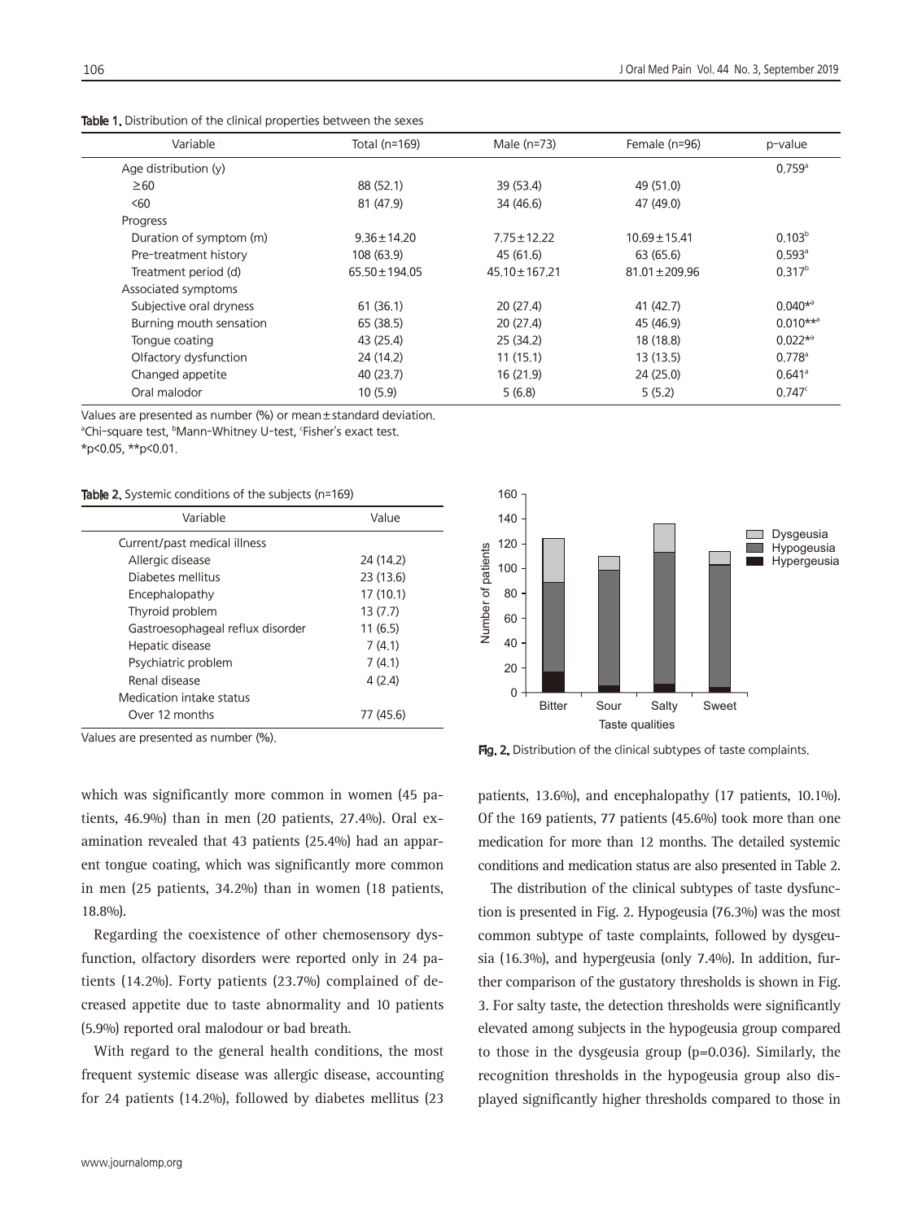**Table 1.** Distribution of the clinical properties between the sexes

| Variable | Total (n=169) | Male (n=73) | Female (n=96) | p-value |
|---|---|---|---|---|
| Age distribution (y) | | | | 0.759[a] |
| ≥60 | 88 (52.1) | 39 (53.4) | 49 (51.0) | |
| <60 | 81 (47.9) | 34 (46.6) | 47 (49.0) | |
| Progress | | | | |
| Duration of symptom (m) | 9.36±14.20 | 7.75±12.22 | 10.69±15.41 | 0.103[b] |
| Pre-treatment history | 108 (63.9) | 45 (61.6) | 63 (65.6) | 0.593[a] |
| Treatment period (d) | 65.50±194.05 | 45.10±167.21 | 81.01±209.96 | 0.317[b] |
| Associated symptoms | | | | |
| Subjective oral dryness | 61 (36.1) | 20 (27.4) | 41 (42.7) | 0.040*[a] |
| Burning mouth sensation | 65 (38.5) | 20 (27.4) | 45 (46.9) | 0.010**[a] |
| Tongue coating | 43 (25.4) | 25 (34.2) | 18 (18.8) | 0.022*[a] |
| Olfactory dysfunction | 24 (14.2) | 11 (15.1) | 13 (13.5) | 0.778[a] |
| Changed appetite | 40 (23.7) | 16 (21.9) | 24 (25.0) | 0.641[a] |
| Oral malodor | 10 (5.9) | 5 (6.8) | 5 (5.2) | 0.747[c] |

Values are presented as number (%) or mean±standard deviation.
[a]Chi-square test, [b]Mann-Whitney U-test, [c]Fisher's exact test.
*p<0.05, **p<0.01.

**Table 2.** Systemic conditions of the subjects (n=169)

| Variable | Value |
|---|---|
| Current/past medical illness | |
| Allergic disease | 24 (14.2) |
| Diabetes mellitus | 23 (13.6) |
| Encephalopathy | 17 (10.1) |
| Thyroid problem | 13 (7.7) |
| Gastroesophageal reflux disorder | 11 (6.5) |
| Hepatic disease | 7 (4.1) |
| Psychiatric problem | 7 (4.1) |
| Renal disease | 4 (2.4) |
| Medication intake status | |
| Over 12 months | 77 (45.6) |

Values are presented as number (%).

**Fig. 2.** Distribution of the clinical subtypes of taste complaints.

which was significantly more common in women (45 patients, 46.9%) than in men (20 patients, 27.4%). Oral examination revealed that 43 patients (25.4%) had an apparent tongue coating, which was significantly more common in men (25 patients, 34.2%) than in women (18 patients, 18.8%).

Regarding the coexistence of other chemosensory dysfunction, olfactory disorders were reported only in 24 patients (14.2%). Forty patients (23.7%) complained of decreased appetite due to taste abnormality and 10 patients (5.9%) reported oral malodour or bad breath.

With regard to the general health conditions, the most frequent systemic disease was allergic disease, accounting for 24 patients (14.2%), followed by diabetes mellitus (23 patients, 13.6%), and encephalopathy (17 patients, 10.1%). Of the 169 patients, 77 patients (45.6%) took more than one medication for more than 12 months. The detailed systemic conditions and medication status are also presented in Table 2.

The distribution of the clinical subtypes of taste dysfunction is presented in Fig. 2. Hypogeusia (76.3%) was the most common subtype of taste complaints, followed by dysgeusia (16.3%), and hypergeusia (only 7.4%). In addition, further comparison of the gustatory thresholds is shown in Fig. 3. For salty taste, the detection thresholds were significantly elevated among subjects in the hypogeusia group compared to those in the dysgeusia group (p=0.036). Similarly, the recognition thresholds in the hypogeusia group also displayed significantly higher thresholds compared to those in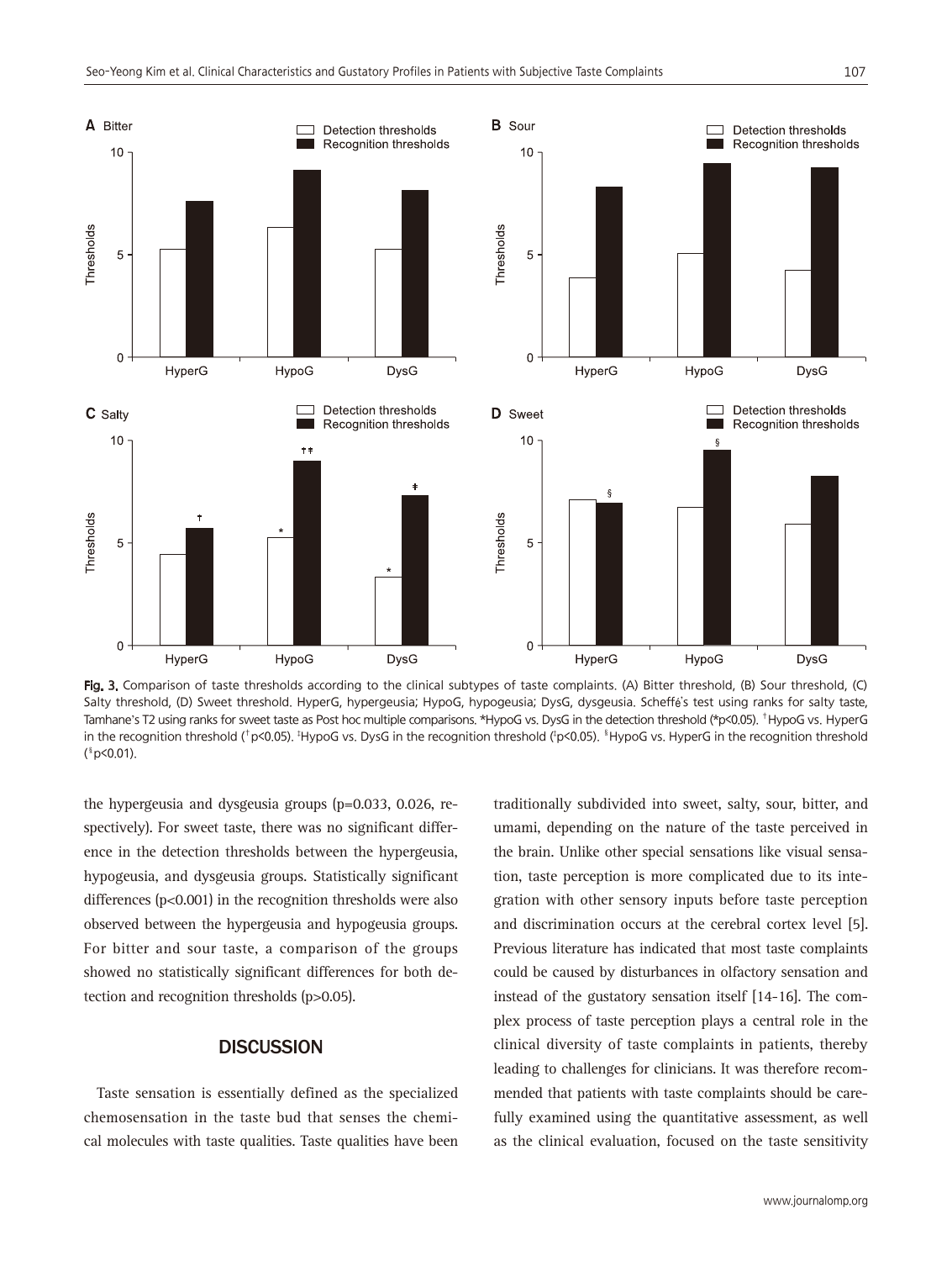Fig. 3. Comparison of taste thresholds according to the clinical subtypes of taste complaints. (A) Bitter threshold, (B) Sour threshold, (C) Salty threshold, (D) Sweet threshold. HyperG, hypergeusia; HypoG, hypogeusia; DysG, dysgeusia. Scheffé's test using ranks for salty taste, Tamhane's T2 using ranks for sweet taste as Post hoc multiple comparisons. *HypoG vs. DysG in the detection threshold (*$p<0.05$). †HypoG vs. HyperG in the recognition threshold (†$p<0.05$). ‡HypoG vs. DysG in the recognition threshold (‡$p<0.05$). §HypoG vs. HyperG in the recognition threshold (§$p<0.01$).

the hypergeusia and dysgeusia groups ($p=0.033$, 0.026, respectively). For sweet taste, there was no significant difference in the detection thresholds between the hypergeusia, hypogeusia, and dysgeusia groups. Statistically significant differences ($p<0.001$) in the recognition thresholds were also observed between the hypergeusia and hypogeusia groups. For bitter and sour taste, a comparison of the groups showed no statistically significant differences for both detection and recognition thresholds ($p>0.05$).

## DISCUSSION

Taste sensation is essentially defined as the specialized chemosensation in the taste bud that senses the chemical molecules with taste qualities. Taste qualities have been traditionally subdivided into sweet, salty, sour, bitter, and umami, depending on the nature of the taste perceived in the brain. Unlike other special sensations like visual sensation, taste perception is more complicated due to its integration with other sensory inputs before taste perception and discrimination occurs at the cerebral cortex level [5]. Previous literature has indicated that most taste complaints could be caused by disturbances in olfactory sensation and instead of the gustatory sensation itself [14-16]. The complex process of taste perception plays a central role in the clinical diversity of taste complaints in patients, thereby leading to challenges for clinicians. It was therefore recommended that patients with taste complaints should be carefully examined using the quantitative assessment, as well as the clinical evaluation, focused on the taste sensitivity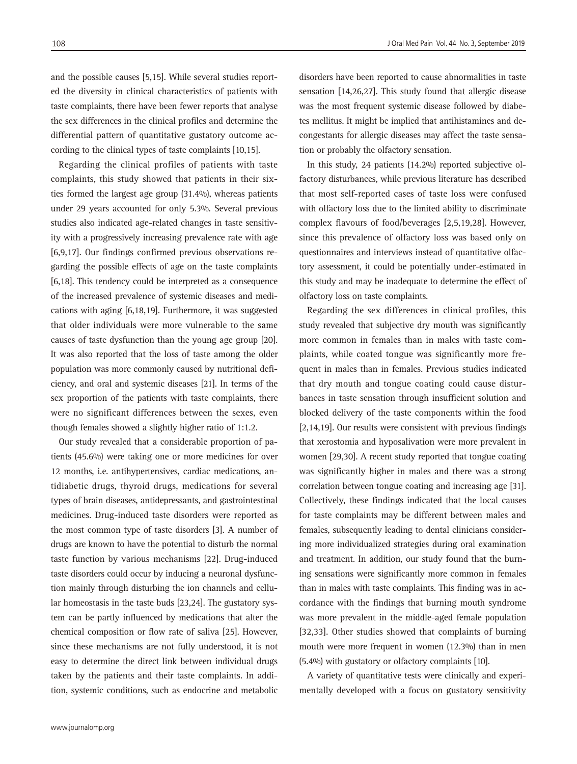and the possible causes [5,15]. While several studies reported the diversity in clinical characteristics of patients with taste complaints, there have been fewer reports that analyse the sex differences in the clinical profiles and determine the differential pattern of quantitative gustatory outcome according to the clinical types of taste complaints [10,15].

Regarding the clinical profiles of patients with taste complaints, this study showed that patients in their sixties formed the largest age group (31.4%), whereas patients under 29 years accounted for only 5.3%. Several previous studies also indicated age-related changes in taste sensitivity with a progressively increasing prevalence rate with age [6,9,17]. Our findings confirmed previous observations regarding the possible effects of age on the taste complaints [6,18]. This tendency could be interpreted as a consequence of the increased prevalence of systemic diseases and medications with aging [6,18,19]. Furthermore, it was suggested that older individuals were more vulnerable to the same causes of taste dysfunction than the young age group [20]. It was also reported that the loss of taste among the older population was more commonly caused by nutritional deficiency, and oral and systemic diseases [21]. In terms of the sex proportion of the patients with taste complaints, there were no significant differences between the sexes, even though females showed a slightly higher ratio of 1:1.2.

Our study revealed that a considerable proportion of patients (45.6%) were taking one or more medicines for over 12 months, i.e. antihypertensives, cardiac medications, antidiabetic drugs, thyroid drugs, medications for several types of brain diseases, antidepressants, and gastrointestinal medicines. Drug-induced taste disorders were reported as the most common type of taste disorders [3]. A number of drugs are known to have the potential to disturb the normal taste function by various mechanisms [22]. Drug-induced taste disorders could occur by inducing a neuronal dysfunction mainly through disturbing the ion channels and cellular homeostasis in the taste buds [23,24]. The gustatory system can be partly influenced by medications that alter the chemical composition or flow rate of saliva [25]. However, since these mechanisms are not fully understood, it is not easy to determine the direct link between individual drugs taken by the patients and their taste complaints. In addition, systemic conditions, such as endocrine and metabolic disorders have been reported to cause abnormalities in taste sensation [14,26,27]. This study found that allergic disease was the most frequent systemic disease followed by diabetes mellitus. It might be implied that antihistamines and decongestants for allergic diseases may affect the taste sensation or probably the olfactory sensation.

In this study, 24 patients (14.2%) reported subjective olfactory disturbances, while previous literature has described that most self-reported cases of taste loss were confused with olfactory loss due to the limited ability to discriminate complex flavours of food/beverages [2,5,19,28]. However, since this prevalence of olfactory loss was based only on questionnaires and interviews instead of quantitative olfactory assessment, it could be potentially under-estimated in this study and may be inadequate to determine the effect of olfactory loss on taste complaints.

Regarding the sex differences in clinical profiles, this study revealed that subjective dry mouth was significantly more common in females than in males with taste complaints, while coated tongue was significantly more frequent in males than in females. Previous studies indicated that dry mouth and tongue coating could cause disturbances in taste sensation through insufficient solution and blocked delivery of the taste components within the food [2,14,19]. Our results were consistent with previous findings that xerostomia and hyposalivation were more prevalent in women [29,30]. A recent study reported that tongue coating was significantly higher in males and there was a strong correlation between tongue coating and increasing age [31]. Collectively, these findings indicated that the local causes for taste complaints may be different between males and females, subsequently leading to dental clinicians considering more individualized strategies during oral examination and treatment. In addition, our study found that the burning sensations were significantly more common in females than in males with taste complaints. This finding was in accordance with the findings that burning mouth syndrome was more prevalent in the middle-aged female population [32,33]. Other studies showed that complaints of burning mouth were more frequent in women (12.3%) than in men (5.4%) with gustatory or olfactory complaints [10].

A variety of quantitative tests were clinically and experimentally developed with a focus on gustatory sensitivity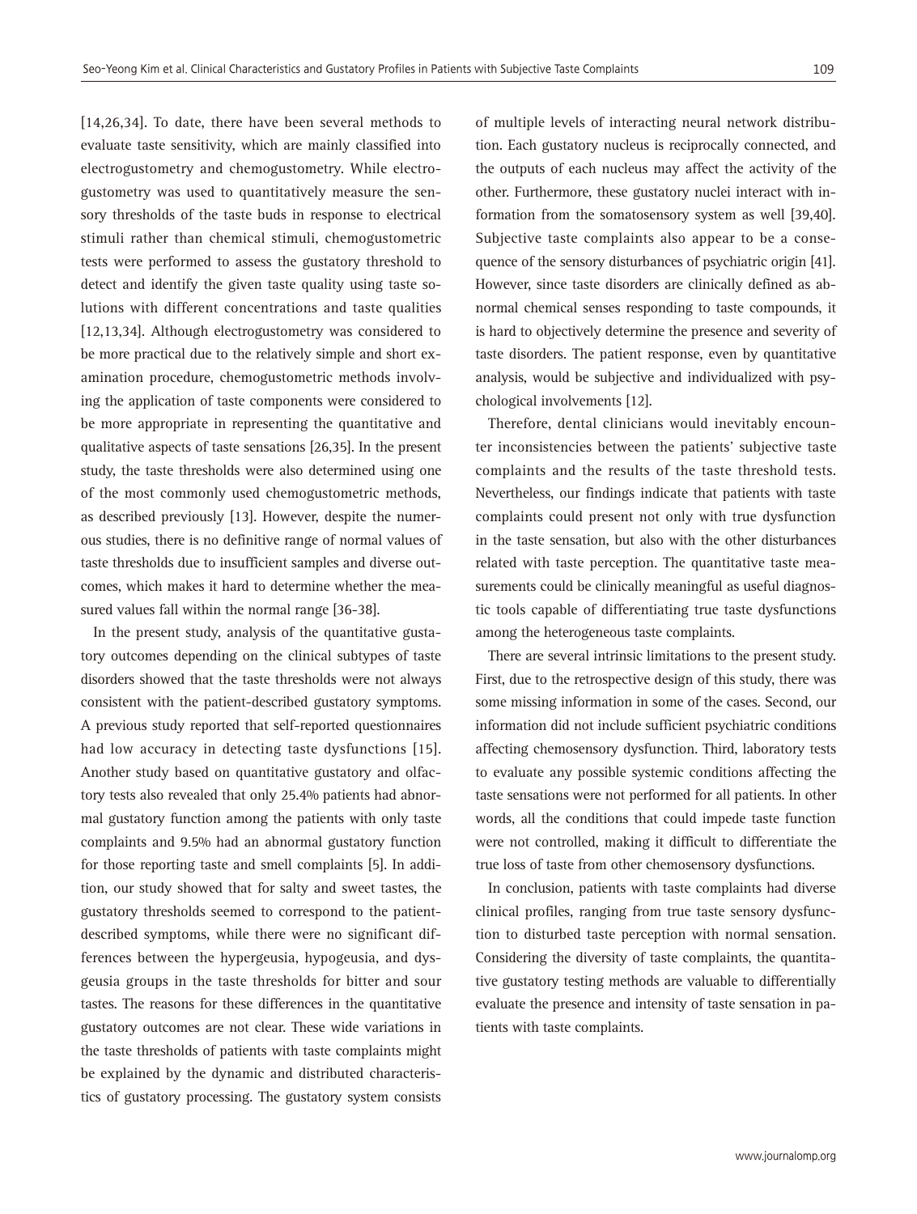[14,26,34]. To date, there have been several methods to evaluate taste sensitivity, which are mainly classified into electrogustometry and chemogustometry. While electrogustometry was used to quantitatively measure the sensory thresholds of the taste buds in response to electrical stimuli rather than chemical stimuli, chemogustometric tests were performed to assess the gustatory threshold to detect and identify the given taste quality using taste solutions with different concentrations and taste qualities [12,13,34]. Although electrogustometry was considered to be more practical due to the relatively simple and short examination procedure, chemogustometric methods involving the application of taste components were considered to be more appropriate in representing the quantitative and qualitative aspects of taste sensations [26,35]. In the present study, the taste thresholds were also determined using one of the most commonly used chemogustometric methods, as described previously [13]. However, despite the numerous studies, there is no definitive range of normal values of taste thresholds due to insufficient samples and diverse outcomes, which makes it hard to determine whether the measured values fall within the normal range [36-38].

In the present study, analysis of the quantitative gustatory outcomes depending on the clinical subtypes of taste disorders showed that the taste thresholds were not always consistent with the patient-described gustatory symptoms. A previous study reported that self-reported questionnaires had low accuracy in detecting taste dysfunctions [15]. Another study based on quantitative gustatory and olfactory tests also revealed that only 25.4% patients had abnormal gustatory function among the patients with only taste complaints and 9.5% had an abnormal gustatory function for those reporting taste and smell complaints [5]. In addition, our study showed that for salty and sweet tastes, the gustatory thresholds seemed to correspond to the patient-described symptoms, while there were no significant differences between the hypergeusia, hypogeusia, and dysgeusia groups in the taste thresholds for bitter and sour tastes. The reasons for these differences in the quantitative gustatory outcomes are not clear. These wide variations in the taste thresholds of patients with taste complaints might be explained by the dynamic and distributed characteristics of gustatory processing. The gustatory system consists of multiple levels of interacting neural network distribution. Each gustatory nucleus is reciprocally connected, and the outputs of each nucleus may affect the activity of the other. Furthermore, these gustatory nuclei interact with information from the somatosensory system as well [39,40]. Subjective taste complaints also appear to be a consequence of the sensory disturbances of psychiatric origin [41]. However, since taste disorders are clinically defined as abnormal chemical senses responding to taste compounds, it is hard to objectively determine the presence and severity of taste disorders. The patient response, even by quantitative analysis, would be subjective and individualized with psychological involvements [12].

Therefore, dental clinicians would inevitably encounter inconsistencies between the patients' subjective taste complaints and the results of the taste threshold tests. Nevertheless, our findings indicate that patients with taste complaints could present not only with true dysfunction in the taste sensation, but also with the other disturbances related with taste perception. The quantitative taste measurements could be clinically meaningful as useful diagnostic tools capable of differentiating true taste dysfunctions among the heterogeneous taste complaints.

There are several intrinsic limitations to the present study. First, due to the retrospective design of this study, there was some missing information in some of the cases. Second, our information did not include sufficient psychiatric conditions affecting chemosensory dysfunction. Third, laboratory tests to evaluate any possible systemic conditions affecting the taste sensations were not performed for all patients. In other words, all the conditions that could impede taste function were not controlled, making it difficult to differentiate the true loss of taste from other chemosensory dysfunctions.

In conclusion, patients with taste complaints had diverse clinical profiles, ranging from true taste sensory dysfunction to disturbed taste perception with normal sensation. Considering the diversity of taste complaints, the quantitative gustatory testing methods are valuable to differentially evaluate the presence and intensity of taste sensation in patients with taste complaints.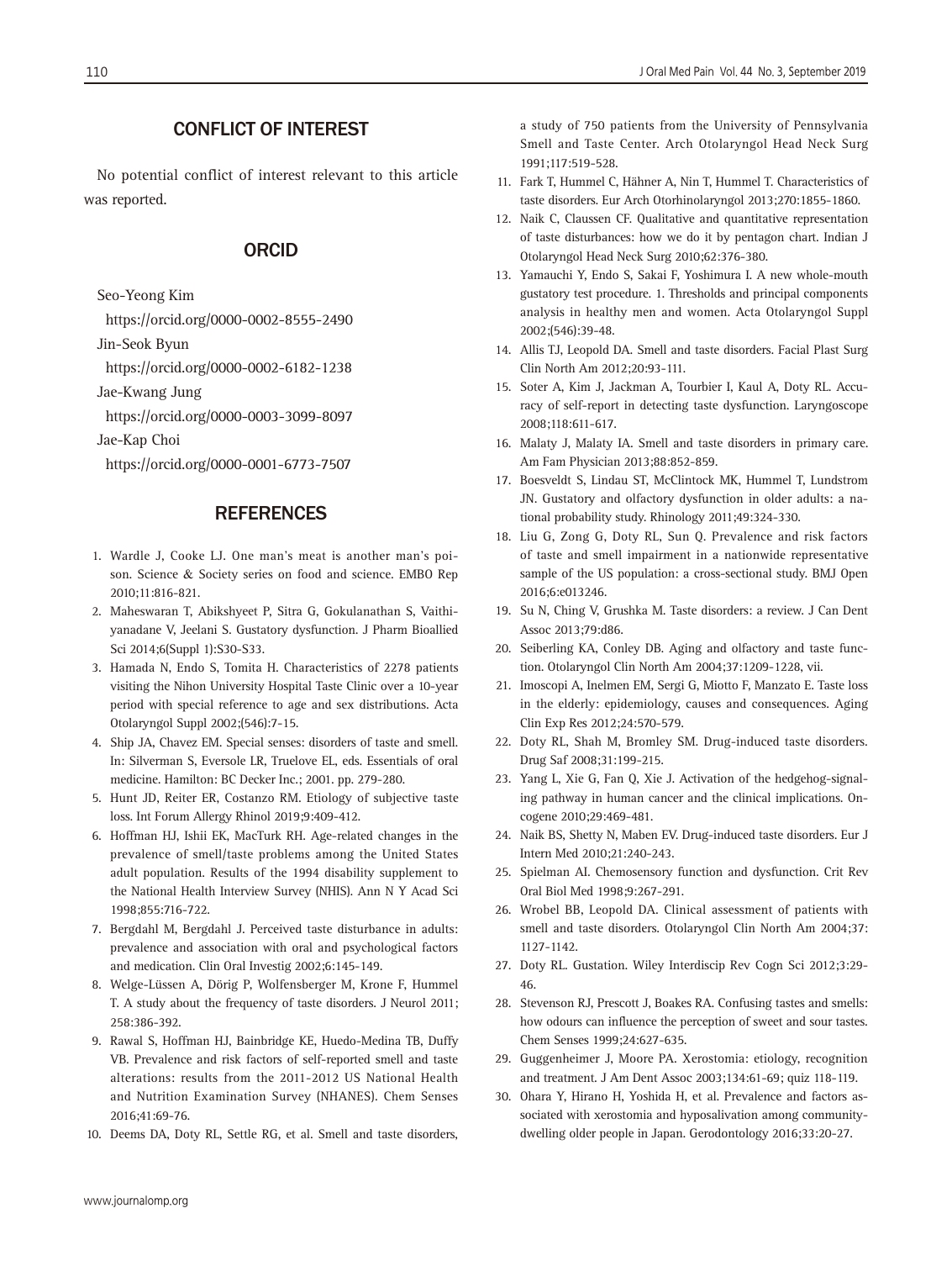## CONFLICT OF INTEREST

No potential conflict of interest relevant to this article was reported.

## ORCID

Seo-Yeong Kim
https://orcid.org/0000-0002-8555-2490
Jin-Seok Byun
https://orcid.org/0000-0002-6182-1238
Jae-Kwang Jung
https://orcid.org/0000-0003-3099-8097
Jae-Kap Choi
https://orcid.org/0000-0001-6773-7507

## REFERENCES

1. Wardle J, Cooke LJ. One man's meat is another man's poison. Science & Society series on food and science. EMBO Rep 2010;11:816-821.
2. Maheswaran T, Abikshyeet P, Sitra G, Gokulanathan S, Vaithiyanadane V, Jeelani S. Gustatory dysfunction. J Pharm Bioallied Sci 2014;6(Suppl 1):S30-S33.
3. Hamada N, Endo S, Tomita H. Characteristics of 2278 patients visiting the Nihon University Hospital Taste Clinic over a 10-year period with special reference to age and sex distributions. Acta Otolaryngol Suppl 2002;(546):7-15.
4. Ship JA, Chavez EM. Special senses: disorders of taste and smell. In: Silverman S, Eversole LR, Truelove EL, eds. Essentials of oral medicine. Hamilton: BC Decker Inc.; 2001. pp. 279-280.
5. Hunt JD, Reiter ER, Costanzo RM. Etiology of subjective taste loss. Int Forum Allergy Rhinol 2019;9:409-412.
6. Hoffman HJ, Ishii EK, MacTurk RH. Age-related changes in the prevalence of smell/taste problems among the United States adult population. Results of the 1994 disability supplement to the National Health Interview Survey (NHIS). Ann N Y Acad Sci 1998;855:716-722.
7. Bergdahl M, Bergdahl J. Perceived taste disturbance in adults: prevalence and association with oral and psychological factors and medication. Clin Oral Investig 2002;6:145-149.
8. Welge-Lüssen A, Dörig P, Wolfensberger M, Krone F, Hummel T. A study about the frequency of taste disorders. J Neurol 2011;258:386-392.
9. Rawal S, Hoffman HJ, Bainbridge KE, Huedo-Medina TB, Duffy VB. Prevalence and risk factors of self-reported smell and taste alterations: results from the 2011-2012 US National Health and Nutrition Examination Survey (NHANES). Chem Senses 2016;41:69-76.
10. Deems DA, Doty RL, Settle RG, et al. Smell and taste disorders, a study of 750 patients from the University of Pennsylvania Smell and Taste Center. Arch Otolaryngol Head Neck Surg 1991;117:519-528.
11. Fark T, Hummel C, Hähner A, Nin T, Hummel T. Characteristics of taste disorders. Eur Arch Otorhinolaryngol 2013;270:1855-1860.
12. Naik C, Claussen CF. Qualitative and quantitative representation of taste disturbances: how we do it by pentagon chart. Indian J Otolaryngol Head Neck Surg 2010;62:376-380.
13. Yamauchi Y, Endo S, Sakai F, Yoshimura I. A new whole-mouth gustatory test procedure. 1. Thresholds and principal components analysis in healthy men and women. Acta Otolaryngol Suppl 2002;(546):39-48.
14. Allis TJ, Leopold DA. Smell and taste disorders. Facial Plast Surg Clin North Am 2012;20:93-111.
15. Soter A, Kim J, Jackman A, Tourbier I, Kaul A, Doty RL. Accuracy of self-report in detecting taste dysfunction. Laryngoscope 2008;118:611-617.
16. Malaty J, Malaty IA. Smell and taste disorders in primary care. Am Fam Physician 2013;88:852-859.
17. Boesveldt S, Lindau ST, McClintock MK, Hummel T, Lundstrom JN. Gustatory and olfactory dysfunction in older adults: a national probability study. Rhinology 2011;49:324-330.
18. Liu G, Zong G, Doty RL, Sun Q. Prevalence and risk factors of taste and smell impairment in a nationwide representative sample of the US population: a cross-sectional study. BMJ Open 2016;6:e013246.
19. Su N, Ching V, Grushka M. Taste disorders: a review. J Can Dent Assoc 2013;79:d86.
20. Seiberling KA, Conley DB. Aging and olfactory and taste function. Otolaryngol Clin North Am 2004;37:1209-1228, vii.
21. Imoscopi A, Inelmen EM, Sergi G, Miotto F, Manzato E. Taste loss in the elderly: epidemiology, causes and consequences. Aging Clin Exp Res 2012;24:570-579.
22. Doty RL, Shah M, Bromley SM. Drug-induced taste disorders. Drug Saf 2008;31:199-215.
23. Yang L, Xie G, Fan Q, Xie J. Activation of the hedgehog-signaling pathway in human cancer and the clinical implications. Oncogene 2010;29:469-481.
24. Naik BS, Shetty N, Maben EV. Drug-induced taste disorders. Eur J Intern Med 2010;21:240-243.
25. Spielman AI. Chemosensory function and dysfunction. Crit Rev Oral Biol Med 1998;9:267-291.
26. Wrobel BB, Leopold DA. Clinical assessment of patients with smell and taste disorders. Otolaryngol Clin North Am 2004;37:1127-1142.
27. Doty RL. Gustation. Wiley Interdiscip Rev Cogn Sci 2012;3:29-46.
28. Stevenson RJ, Prescott J, Boakes RA. Confusing tastes and smells: how odours can influence the perception of sweet and sour tastes. Chem Senses 1999;24:627-635.
29. Guggenheimer J, Moore PA. Xerostomia: etiology, recognition and treatment. J Am Dent Assoc 2003;134:61-69; quiz 118-119.
30. Ohara Y, Hirano H, Yoshida H, et al. Prevalence and factors associated with xerostomia and hyposalivation among community-dwelling older people in Japan. Gerodontology 2016;33:20-27.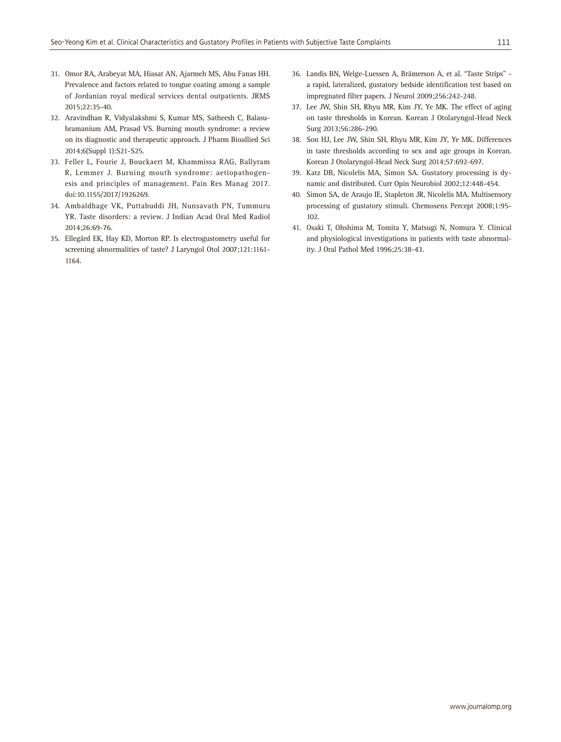31. Omor RA, Arabeyat MA, Hiasat AN, Ajarmeh MS, Abu Fanas HH. Prevalence and factors related to tongue coating among a sample of Jordanian royal medical services dental outpatients. JRMS 2015;22:35-40.
32. Aravindhan R, Vidyalakshmi S, Kumar MS, Satheesh C, Balasubramanium AM, Prasad VS. Burning mouth syndrome: a review on its diagnostic and therapeutic approach. J Pharm Bioallied Sci 2014;6(Suppl 1):S21-S25.
33. Feller L, Fourie J, Bouckaert M, Khammissa RAG, Ballyram R, Lemmer J. Burning mouth syndrome: aetiopathogenesis and principles of management. Pain Res Manag 2017. doi:10.1155/2017/1926269.
34. Ambaldhage VK, Puttabuddi JH, Nunsavath PN, Tummuru YR. Taste disorders: a review. J Indian Acad Oral Med Radiol 2014;26:69-76.
35. Ellegård EK, Hay KD, Morton RP. Is electrogustometry useful for screening abnormalities of taste? J Laryngol Otol 2007;121:1161-1164.
36. Landis BN, Welge-Luessen A, Brämerson A, et al. "Taste Strips" - a rapid, lateralized, gustatory bedside identification test based on impregnated filter papers. J Neurol 2009;256:242-248.
37. Lee JW, Shin SH, Rhyu MR, Kim JY, Ye MK. The effect of aging on taste thresholds in Korean. Korean J Otolaryngol-Head Neck Surg 2013;56:286-290.
38. Son HJ, Lee JW, Shin SH, Rhyu MR, Kim JY, Ye MK. Differences in taste thresholds according to sex and age groups in Korean. Korean J Otolaryngol-Head Neck Surg 2014;57:692-697.
39. Katz DB, Nicolelis MA, Simon SA. Gustatory processing is dynamic and distributed. Curr Opin Neurobiol 2002;12:448-454.
40. Simon SA, de Araujo IE, Stapleton JR, Nicolelis MA. Multisensory processing of gustatory stimuli. Chemosens Percept 2008;1:95-102.
41. Osaki T, Ohshima M, Tomita Y, Matsugi N, Nomura Y. Clinical and physiological investigations in patients with taste abnormality. J Oral Pathol Med 1996;25:38-43.